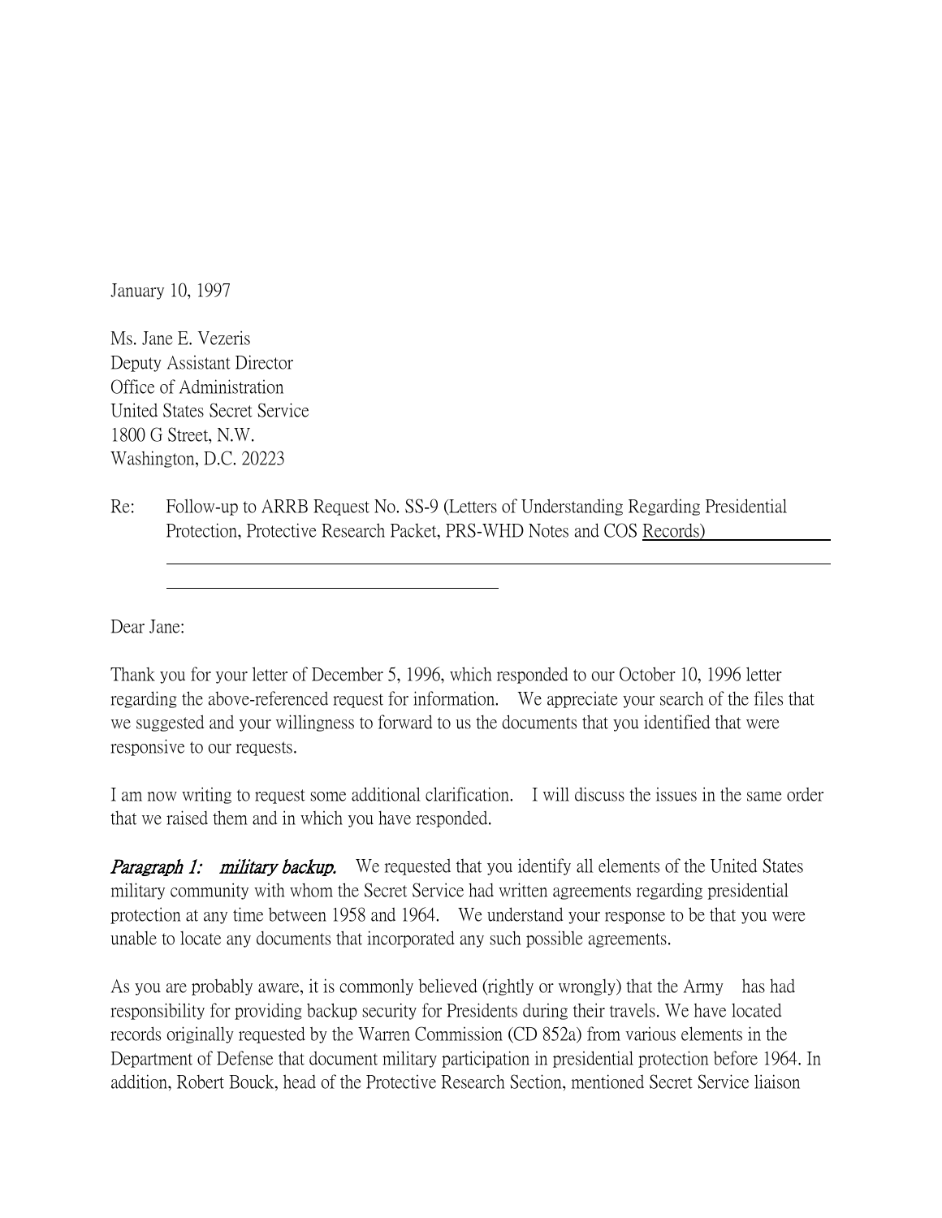January 10, 1997

Ms. Jane E. Vezeris
Deputy Assistant Director
Office of Administration
United States Secret Service
1800 G Street, N.W.
Washington, D.C. 20223

Re: Follow-up to ARRB Request No. SS-9 (Letters of Understanding Regarding Presidential Protection, Protective Research Packet, PRS-WHD Notes and COS Records)

Dear Jane:

Thank you for your letter of December 5, 1996, which responded to our October 10, 1996 letter regarding the above-referenced request for information. We appreciate your search of the files that we suggested and your willingness to forward to us the documents that you identified that were responsive to our requests.

I am now writing to request some additional clarification. I will discuss the issues in the same order that we raised them and in which you have responded.

***Paragraph 1: military backup.*** We requested that you identify all elements of the United States military community with whom the Secret Service had written agreements regarding presidential protection at any time between 1958 and 1964. We understand your response to be that you were unable to locate any documents that incorporated any such possible agreements.

As you are probably aware, it is commonly believed (rightly or wrongly) that the Army has had responsibility for providing backup security for Presidents during their travels. We have located records originally requested by the Warren Commission (CD 852a) from various elements in the Department of Defense that document military participation in presidential protection before 1964. In addition, Robert Bouck, head of the Protective Research Section, mentioned Secret Service liaison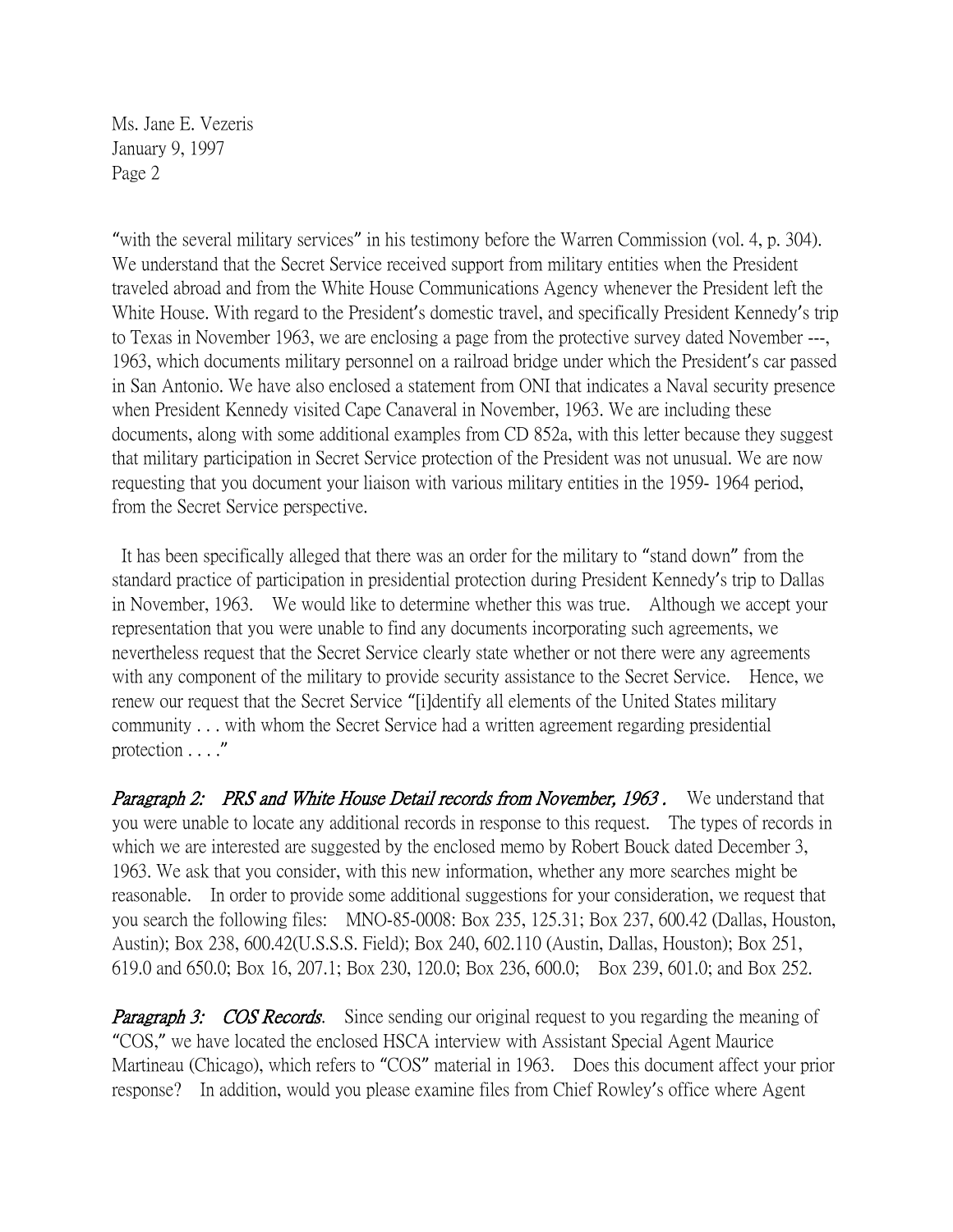Ms. Jane E. Vezeris
January 9, 1997
Page 2

"with the several military services" in his testimony before the Warren Commission (vol. 4, p. 304). We understand that the Secret Service received support from military entities when the President traveled abroad and from the White House Communications Agency whenever the President left the White House. With regard to the President's domestic travel, and specifically President Kennedy's trip to Texas in November 1963, we are enclosing a page from the protective survey dated November ---, 1963, which documents military personnel on a railroad bridge under which the President's car passed in San Antonio. We have also enclosed a statement from ONI that indicates a Naval security presence when President Kennedy visited Cape Canaveral in November, 1963. We are including these documents, along with some additional examples from CD 852a, with this letter because they suggest that military participation in Secret Service protection of the President was not unusual. We are now requesting that you document your liaison with various military entities in the 1959- 1964 period, from the Secret Service perspective.

It has been specifically alleged that there was an order for the military to "stand down" from the standard practice of participation in presidential protection during President Kennedy's trip to Dallas in November, 1963. We would like to determine whether this was true. Although we accept your representation that you were unable to find any documents incorporating such agreements, we nevertheless request that the Secret Service clearly state whether or not there were any agreements with any component of the military to provide security assistance to the Secret Service. Hence, we renew our request that the Secret Service "[i]dentify all elements of the United States military community . . . with whom the Secret Service had a written agreement regarding presidential protection . . . ."

***Paragraph 2: PRS and White House Detail records from November, 1963 .*** We understand that you were unable to locate any additional records in response to this request. The types of records in which we are interested are suggested by the enclosed memo by Robert Bouck dated December 3, 1963. We ask that you consider, with this new information, whether any more searches might be reasonable. In order to provide some additional suggestions for your consideration, we request that you search the following files: MNO-85-0008: Box 235, 125.31; Box 237, 600.42 (Dallas, Houston, Austin); Box 238, 600.42(U.S.S.S. Field); Box 240, 602.110 (Austin, Dallas, Houston); Box 251, 619.0 and 650.0; Box 16, 207.1; Box 230, 120.0; Box 236, 600.0; Box 239, 601.0; and Box 252.

***Paragraph 3: COS Records.*** Since sending our original request to you regarding the meaning of "COS," we have located the enclosed HSCA interview with Assistant Special Agent Maurice Martineau (Chicago), which refers to "COS" material in 1963. Does this document affect your prior response? In addition, would you please examine files from Chief Rowley's office where Agent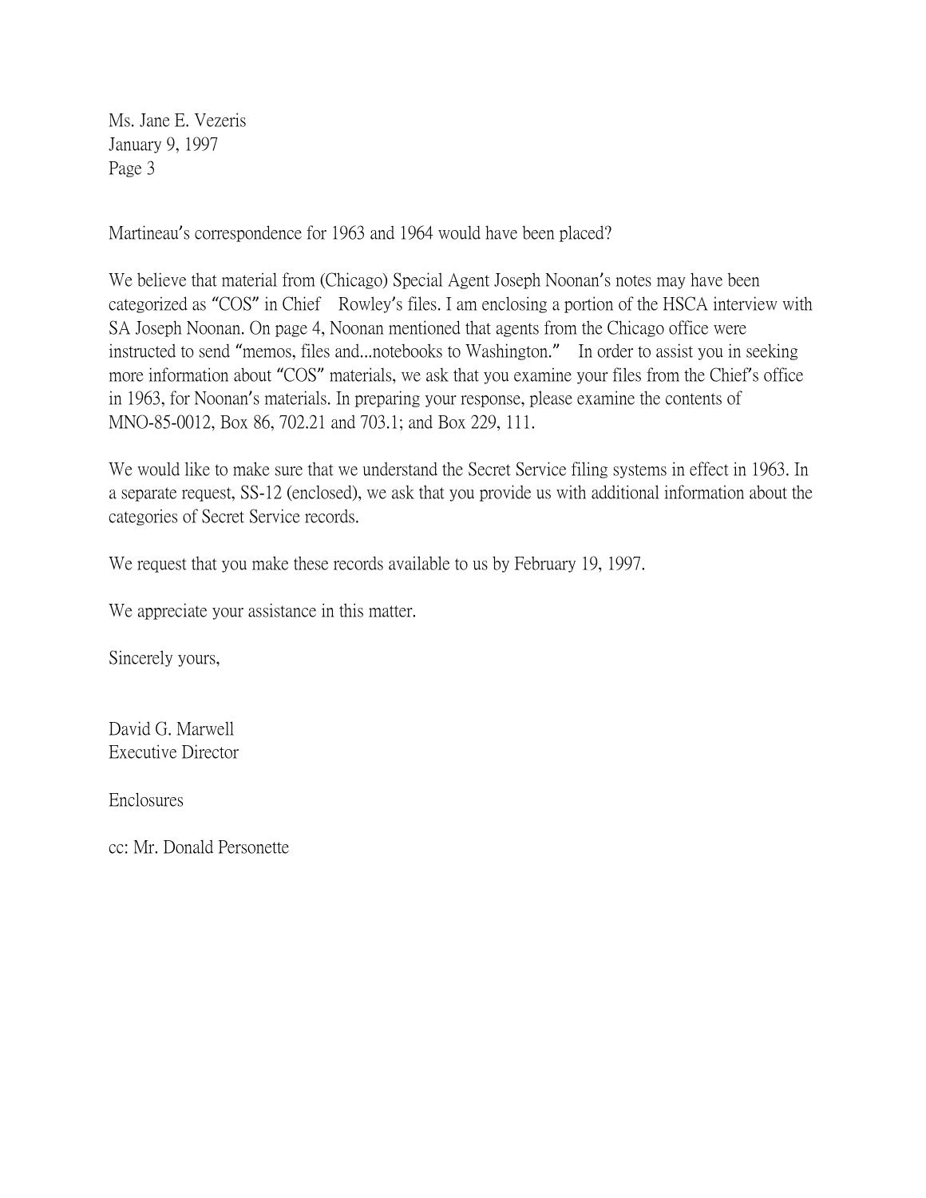Ms. Jane E. Vezeris
January 9, 1997
Page 3

Martineau's correspondence for 1963 and 1964 would have been placed?

We believe that material from (Chicago) Special Agent Joseph Noonan's notes may have been categorized as "COS" in Chief Rowley's files. I am enclosing a portion of the HSCA interview with SA Joseph Noonan. On page 4, Noonan mentioned that agents from the Chicago office were instructed to send "memos, files and...notebooks to Washington." In order to assist you in seeking more information about "COS" materials, we ask that you examine your files from the Chief's office in 1963, for Noonan's materials. In preparing your response, please examine the contents of MNO-85-0012, Box 86, 702.21 and 703.1; and Box 229, 111.

We would like to make sure that we understand the Secret Service filing systems in effect in 1963. In a separate request, SS-12 (enclosed), we ask that you provide us with additional information about the categories of Secret Service records.

We request that you make these records available to us by February 19, 1997.

We appreciate your assistance in this matter.

Sincerely yours,

David G. Marwell
Executive Director

Enclosures

cc: Mr. Donald Personette